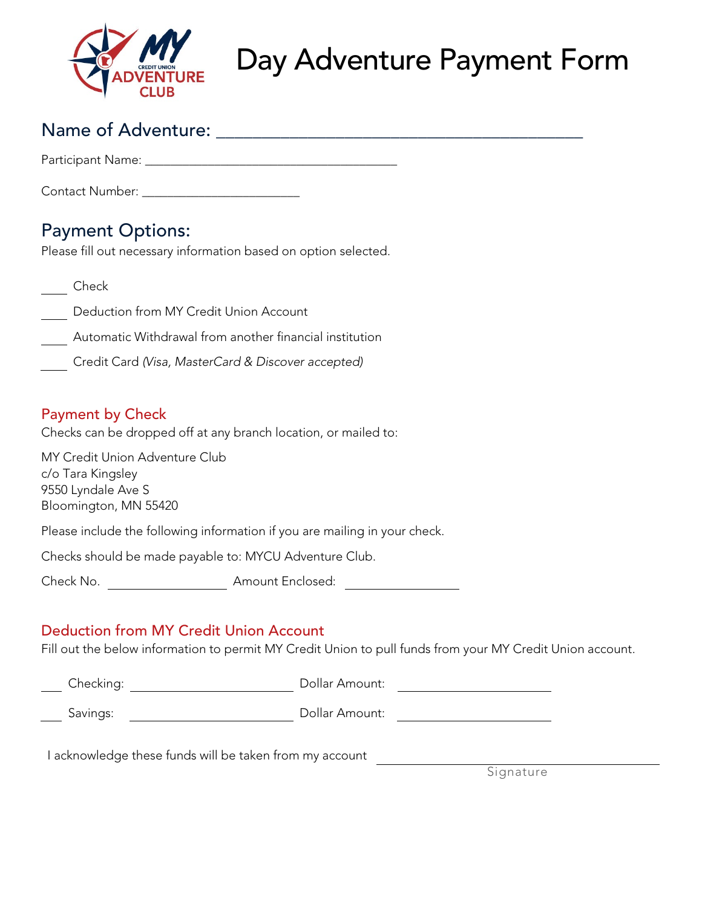# Day Adventure Payment Form

## Name of Adventure: ________________________________________

Participant Name: ______________________________________

Contact Number: _______________________

## Payment Options:

Please fill out necessary information based on option selected.

____ Check

____ Deduction from MY Credit Union Account

____ Automatic Withdrawal from another financial institution

____ Credit Card *(Visa, MasterCard & Discover accepted)*

### Payment by Check

Checks can be dropped off at any branch location, or mailed to:

MY Credit Union Adventure Club
c/o Tara Kingsley
9550 Lyndale Ave S
Bloomington, MN 55420

Please include the following information if you are mailing in your check.

Checks should be made payable to: MYCU Adventure Club.

Check No. ________________ Amount Enclosed: ________________

### Deduction from MY Credit Union Account

Fill out the below information to permit MY Credit Union to pull funds from your MY Credit Union account.

___ Checking: ______________________ Dollar Amount: ______________________

___ Savings: ______________________ Dollar Amount: ______________________

I acknowledge these funds will be taken from my account ________________________________________
Signature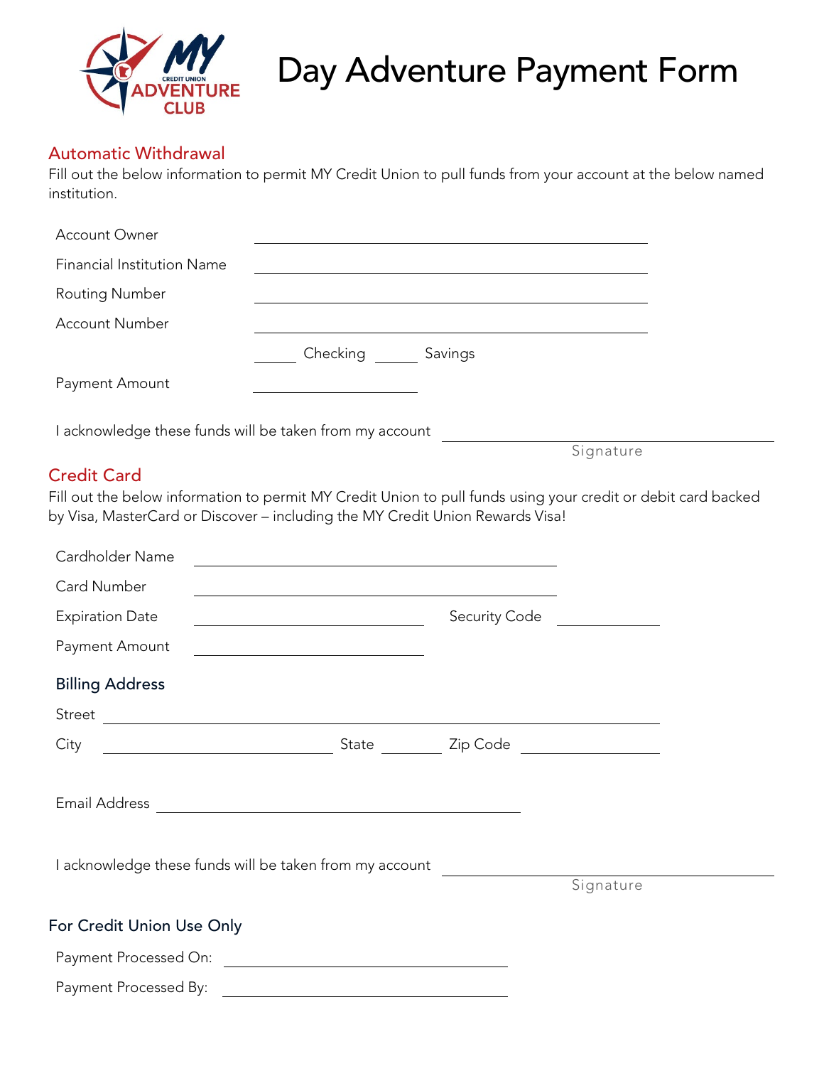# Day Adventure Payment Form

## Automatic Withdrawal

Fill out the below information to permit MY Credit Union to pull funds from your account at the below named institution.

Account Owner ______________________________

Financial Institution Name ______________________________

Routing Number ______________________________

Account Number ______________________________

_____ Checking _____ Savings

Payment Amount ______________

I acknowledge these funds will be taken from my account ______________________________
Signature

## Credit Card

Fill out the below information to permit MY Credit Union to pull funds using your credit or debit card backed by Visa, MasterCard or Discover – including the MY Credit Union Rewards Visa!

Cardholder Name ______________________________

Card Number ______________________________

Expiration Date ______________ Security Code ________

Payment Amount ______________

### Billing Address

Street ______________________________

City ______________ State ______ Zip Code ________

Email Address ______________________________

I acknowledge these funds will be taken from my account ______________________________
Signature

### For Credit Union Use Only

Payment Processed On: ______________________________

Payment Processed By: ______________________________